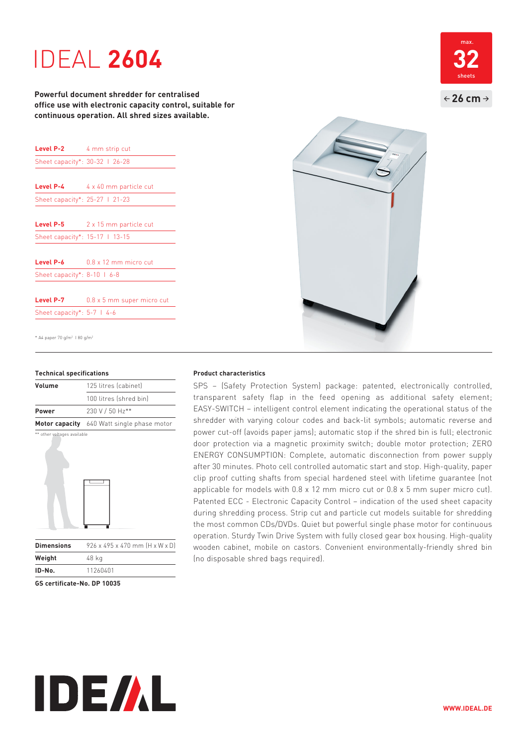# IDEAL **2604**

max.
**32**
sheets

← **26 cm** →

**Powerful document shredder for centralised office use with electronic capacity control, suitable for continuous operation. All shred sizes available.**

| **Level P-2** | 4 mm strip cut |
|---|---|
| Sheet capacity*: | 30-32 I 26-28 |

| **Level P-4** | 4 x 40 mm particle cut |
|---|---|
| Sheet capacity*: | 25-27 I 21-23 |

| **Level P-5** | 2 x 15 mm particle cut |
|---|---|
| Sheet capacity*: | 15-17 I 13-15 |

| **Level P-6** | 0.8 x 12 mm micro cut |
|---|---|
| Sheet capacity*: | 8-10 I 6-8 |

| **Level P-7** | 0.8 x 5 mm super micro cut |
|---|---|
| Sheet capacity*: | 5-7 I 4-6 |

* A4 paper 70 g/m² I 80 g/m²

## Technical specifications

| | |
|---|---|
| **Volume** | 125 litres (cabinet) |
| | 100 litres (shred bin) |
| **Power** | 230 V / 50 Hz** |
| **Motor capacity** | 640 Watt single phase motor |

** other voltages available

| | |
|---|---|
| **Dimensions** | 926 x 495 x 470 mm (H x W x D) |
| **Weight** | 48 kg |
| **ID-No.** | 11260401 |

**GS certificate-No. DP 10035**

## Product characteristics

SPS – (Safety Protection System) package: patented, electronically controlled, transparent safety flap in the feed opening as additional safety element; EASY-SWITCH – intelligent control element indicating the operational status of the shredder with varying colour codes and back-lit symbols; automatic reverse and power cut-off (avoids paper jams); automatic stop if the shred bin is full; electronic door protection via a magnetic proximity switch; double motor protection; ZERO ENERGY CONSUMPTION: Complete, automatic disconnection from power supply after 30 minutes. Photo cell controlled automatic start and stop. High-quality, paper clip proof cutting shafts from special hardened steel with lifetime guarantee (not applicable for models with 0.8 x 12 mm micro cut or 0.8 x 5 mm super micro cut). Patented ECC - Electronic Capacity Control – indication of the used sheet capacity during shredding process. Strip cut and particle cut models suitable for shredding the most common CDs/DVDs. Quiet but powerful single phase motor for continuous operation. Sturdy Twin Drive System with fully closed gear box housing. High-quality wooden cabinet, mobile on castors. Convenient environmentally-friendly shred bin (no disposable shred bags required).

**IDEAL**

**WWW.IDEAL.DE**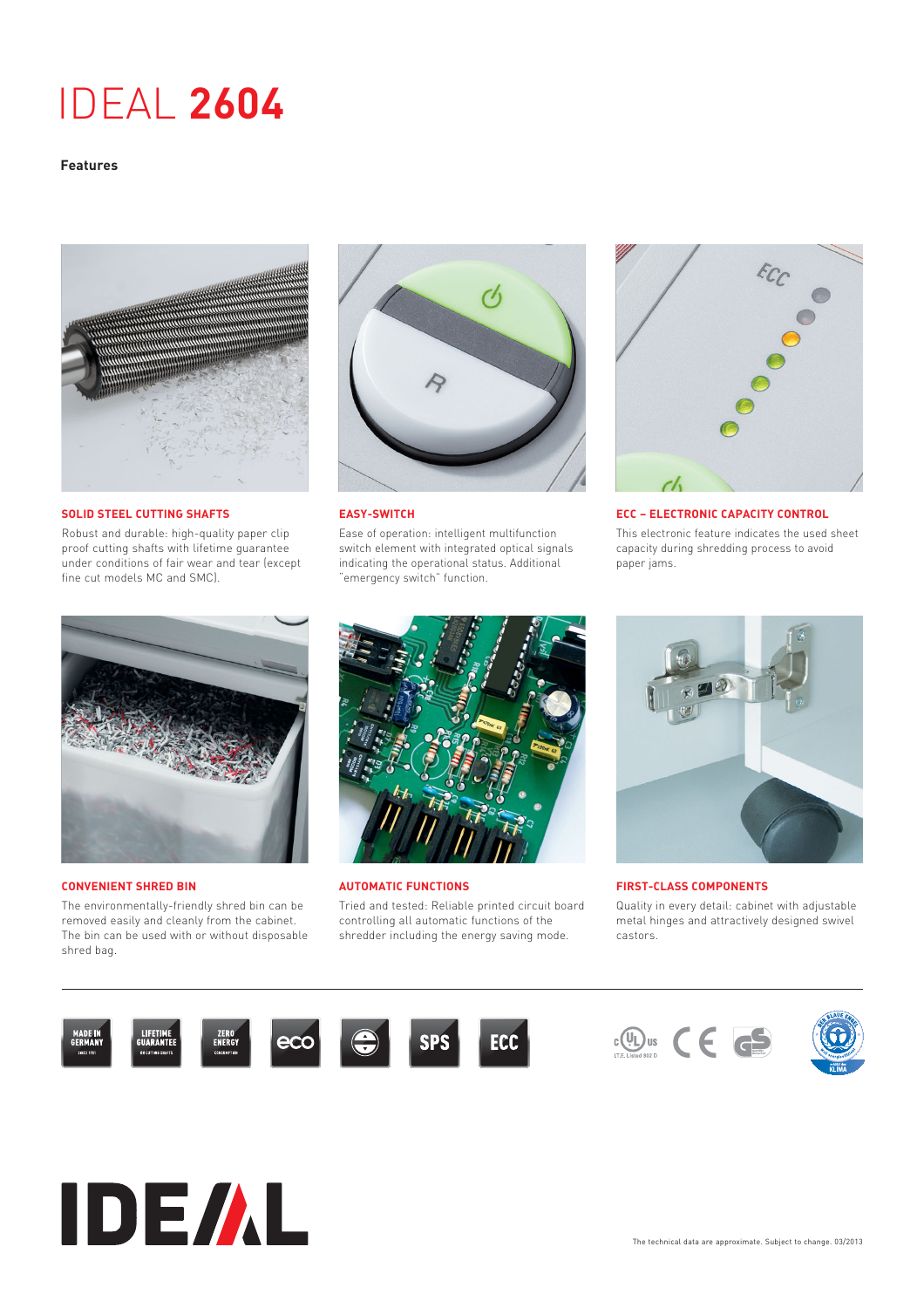# IDEAL **2604**

**Features**

### SOLID STEEL CUTTING SHAFTS

Robust and durable: high-quality paper clip proof cutting shafts with lifetime guarantee under conditions of fair wear and tear (except fine cut models MC and SMC).

### EASY-SWITCH

Ease of operation: intelligent multifunction switch element with integrated optical signals indicating the operational status. Additional "emergency switch" function.

### ECC – ELECTRONIC CAPACITY CONTROL

This electronic feature indicates the used sheet capacity during shredding process to avoid paper jams.

### CONVENIENT SHRED BIN

The environmentally-friendly shred bin can be removed easily and cleanly from the cabinet. The bin can be used with or without disposable shred bag.

### AUTOMATIC FUNCTIONS

Tried and tested: Reliable printed circuit board controlling all automatic functions of the shredder including the energy saving mode.

### FIRST-CLASS COMPONENTS

Quality in every detail: cabinet with adjustable metal hinges and attractively designed swivel castors.

MADE IN GERMANY · LIFETIME GUARANTEE · ZERO ENERGY · eco · SPS · ECC

The technical data are approximate. Subject to change. 03/2013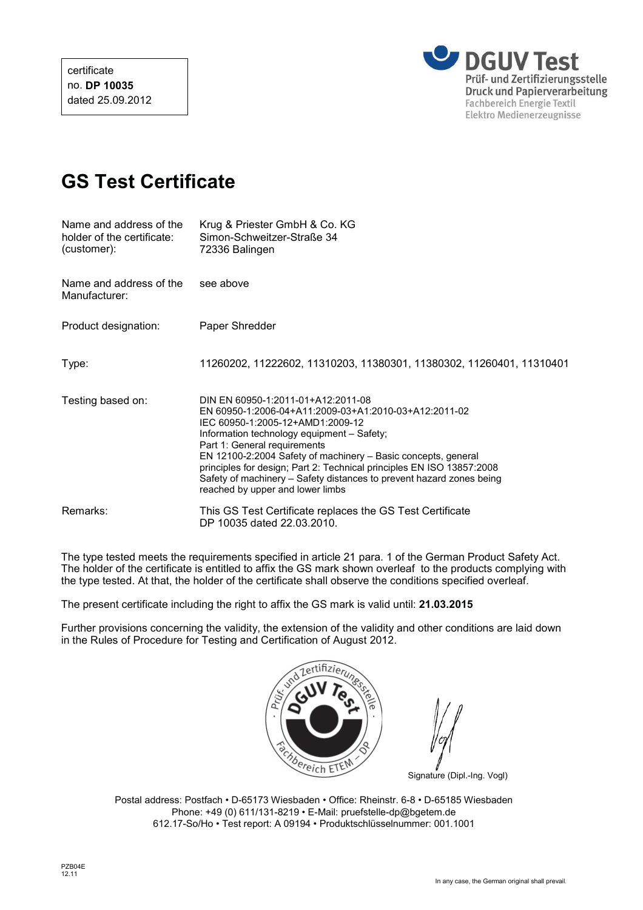certificate
no. **DP 10035**
dated 25.09.2012

**DGUV Test**
Prüf- und Zertifizierungsstelle
Druck und Papierverarbeitung
Fachbereich Energie Textil
Elektro Medienerzeugnisse

# GS Test Certificate

| | |
|---|---|
| Name and address of the holder of the certificate: (customer): | Krug & Priester GmbH & Co. KG<br>Simon-Schweitzer-Straße 34<br>72336 Balingen |
| Name and address of the Manufacturer: | see above |
| Product designation: | Paper Shredder |
| Type: | 11260202, 11222602, 11310203, 11380301, 11380302, 11260401, 11310401 |
| Testing based on: | DIN EN 60950-1:2011-01+A12:2011-08<br>EN 60950-1:2006-04+A11:2009-03+A1:2010-03+A12:2011-02<br>IEC 60950-1:2005-12+AMD1:2009-12<br>Information technology equipment – Safety;<br>Part 1: General requirements<br>EN 12100-2:2004 Safety of machinery – Basic concepts, general principles for design; Part 2: Technical principles EN ISO 13857:2008 Safety of machinery – Safety distances to prevent hazard zones being reached by upper and lower limbs |
| Remarks: | This GS Test Certificate replaces the GS Test Certificate DP 10035 dated 22.03.2010. |

The type tested meets the requirements specified in article 21 para. 1 of the German Product Safety Act. The holder of the certificate is entitled to affix the GS mark shown overleaf to the products complying with the type tested. At that, the holder of the certificate shall observe the conditions specified overleaf.

The present certificate including the right to affix the GS mark is valid until: **21.03.2015**

Further provisions concerning the validity, the extension of the validity and other conditions are laid down in the Rules of Procedure for Testing and Certification of August 2012.

Prüf- und Zertifizierungsstelle · DGUV Test · Fachbereich ETEM – DP

Signature (Dipl.-Ing. Vogl)

Postal address: Postfach • D-65173 Wiesbaden • Office: Rheinstr. 6-8 • D-65185 Wiesbaden
Phone: +49 (0) 611/131-8219 • E-Mail: pruefstelle-dp@bgetem.de
612.17-So/Ho • Test report: A 09194 • Produktschlüsselnummer: 001.1001

PZB04E
12.11

In any case, the German original shall prevail.